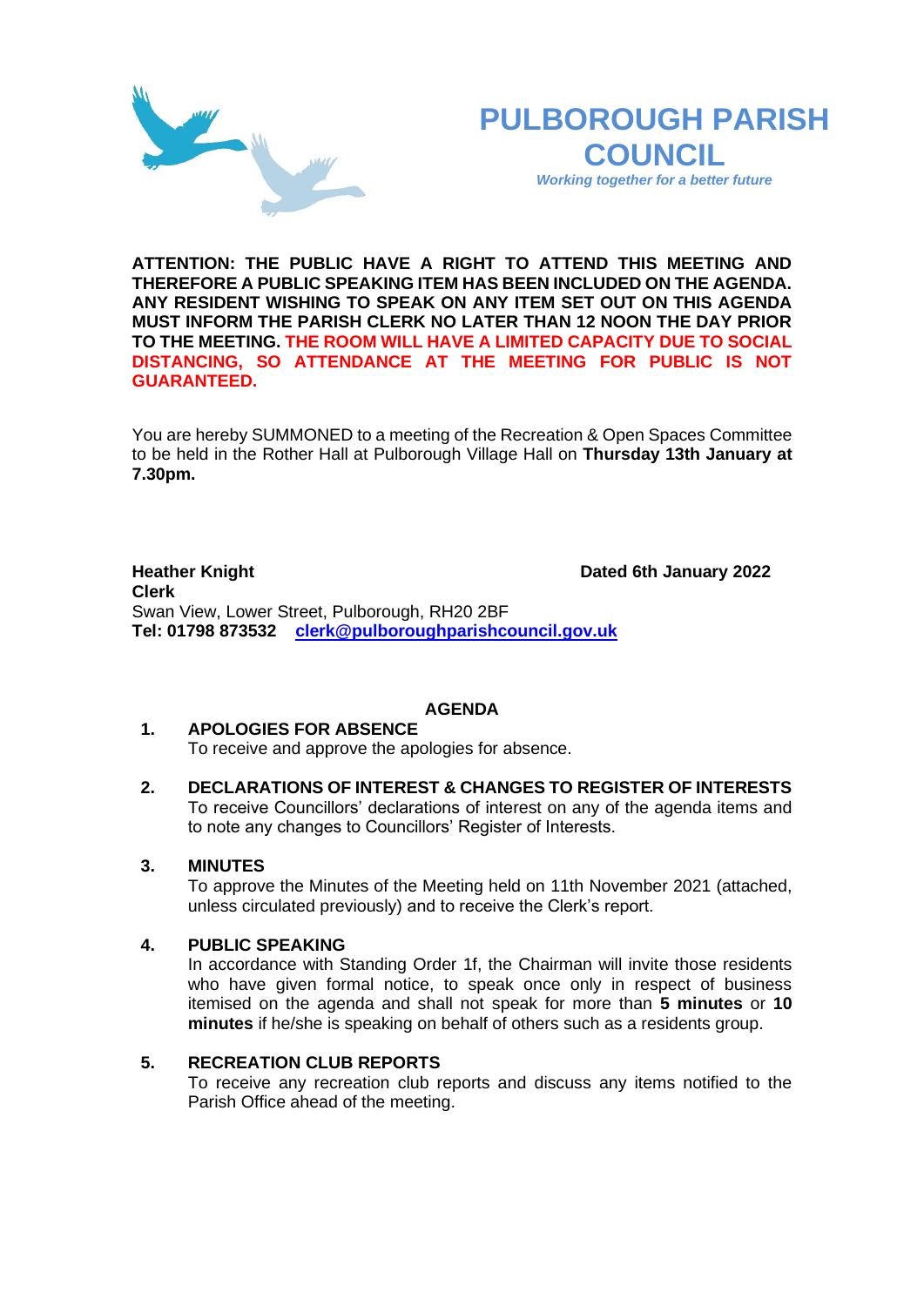# PULBOROUGH PARISH COUNCIL

*Working together for a better future*

**ATTENTION: THE PUBLIC HAVE A RIGHT TO ATTEND THIS MEETING AND THEREFORE A PUBLIC SPEAKING ITEM HAS BEEN INCLUDED ON THE AGENDA. ANY RESIDENT WISHING TO SPEAK ON ANY ITEM SET OUT ON THIS AGENDA MUST INFORM THE PARISH CLERK NO LATER THAN 12 NOON THE DAY PRIOR TO THE MEETING. THE ROOM WILL HAVE A LIMITED CAPACITY DUE TO SOCIAL DISTANCING, SO ATTENDANCE AT THE MEETING FOR PUBLIC IS NOT GUARANTEED.**

You are hereby SUMMONED to a meeting of the Recreation & Open Spaces Committee to be held in the Rother Hall at Pulborough Village Hall on **Thursday 13th January at 7.30pm.**

**Heather Knight** **Dated 6th January 2022**
**Clerk**
Swan View, Lower Street, Pulborough, RH20 2BF
**Tel: 01798 873532** [clerk@pulboroughparishcouncil.gov.uk](mailto:clerk@pulboroughparishcouncil.gov.uk)

## AGENDA

1. **APOLOGIES FOR ABSENCE**
   To receive and approve the apologies for absence.

2. **DECLARATIONS OF INTEREST & CHANGES TO REGISTER OF INTERESTS**
   To receive Councillors' declarations of interest on any of the agenda items and to note any changes to Councillors' Register of Interests.

3. **MINUTES**
   To approve the Minutes of the Meeting held on 11th November 2021 (attached, unless circulated previously) and to receive the Clerk's report.

4. **PUBLIC SPEAKING**
   In accordance with Standing Order 1f, the Chairman will invite those residents who have given formal notice, to speak once only in respect of business itemised on the agenda and shall not speak for more than **5 minutes** or **10 minutes** if he/she is speaking on behalf of others such as a residents group.

5. **RECREATION CLUB REPORTS**
   To receive any recreation club reports and discuss any items notified to the Parish Office ahead of the meeting.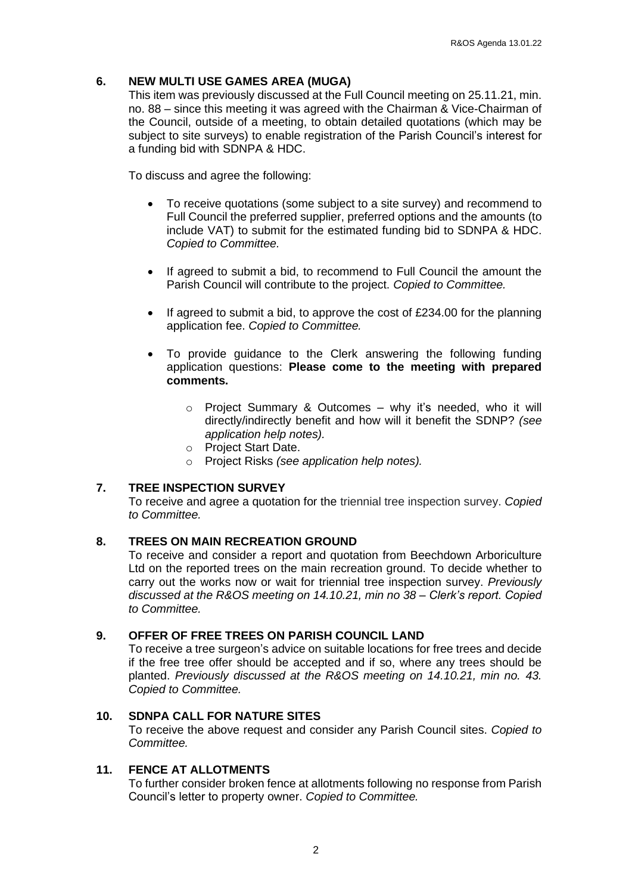## 6. NEW MULTI USE GAMES AREA (MUGA)

This item was previously discussed at the Full Council meeting on 25.11.21, min. no. 88 – since this meeting it was agreed with the Chairman & Vice-Chairman of the Council, outside of a meeting, to obtain detailed quotations (which may be subject to site surveys) to enable registration of the Parish Council's interest for a funding bid with SDNPA & HDC.

To discuss and agree the following:

- To receive quotations (some subject to a site survey) and recommend to Full Council the preferred supplier, preferred options and the amounts (to include VAT) to submit for the estimated funding bid to SDNPA & HDC. *Copied to Committee.*
- If agreed to submit a bid, to recommend to Full Council the amount the Parish Council will contribute to the project. *Copied to Committee.*
- If agreed to submit a bid, to approve the cost of £234.00 for the planning application fee. *Copied to Committee.*
- To provide guidance to the Clerk answering the following funding application questions: **Please come to the meeting with prepared comments.**
  - Project Summary & Outcomes – why it's needed, who it will directly/indirectly benefit and how will it benefit the SDNP? *(see application help notes).*
  - Project Start Date.
  - Project Risks *(see application help notes).*

## 7. TREE INSPECTION SURVEY

To receive and agree a quotation for the triennial tree inspection survey. *Copied to Committee.*

## 8. TREES ON MAIN RECREATION GROUND

To receive and consider a report and quotation from Beechdown Arboriculture Ltd on the reported trees on the main recreation ground. To decide whether to carry out the works now or wait for triennial tree inspection survey. *Previously discussed at the R&OS meeting on 14.10.21, min no 38 – Clerk's report. Copied to Committee.*

## 9. OFFER OF FREE TREES ON PARISH COUNCIL LAND

To receive a tree surgeon's advice on suitable locations for free trees and decide if the free tree offer should be accepted and if so, where any trees should be planted. *Previously discussed at the R&OS meeting on 14.10.21, min no. 43. Copied to Committee.*

## 10. SDNPA CALL FOR NATURE SITES

To receive the above request and consider any Parish Council sites. *Copied to Committee.*

## 11. FENCE AT ALLOTMENTS

To further consider broken fence at allotments following no response from Parish Council's letter to property owner. *Copied to Committee.*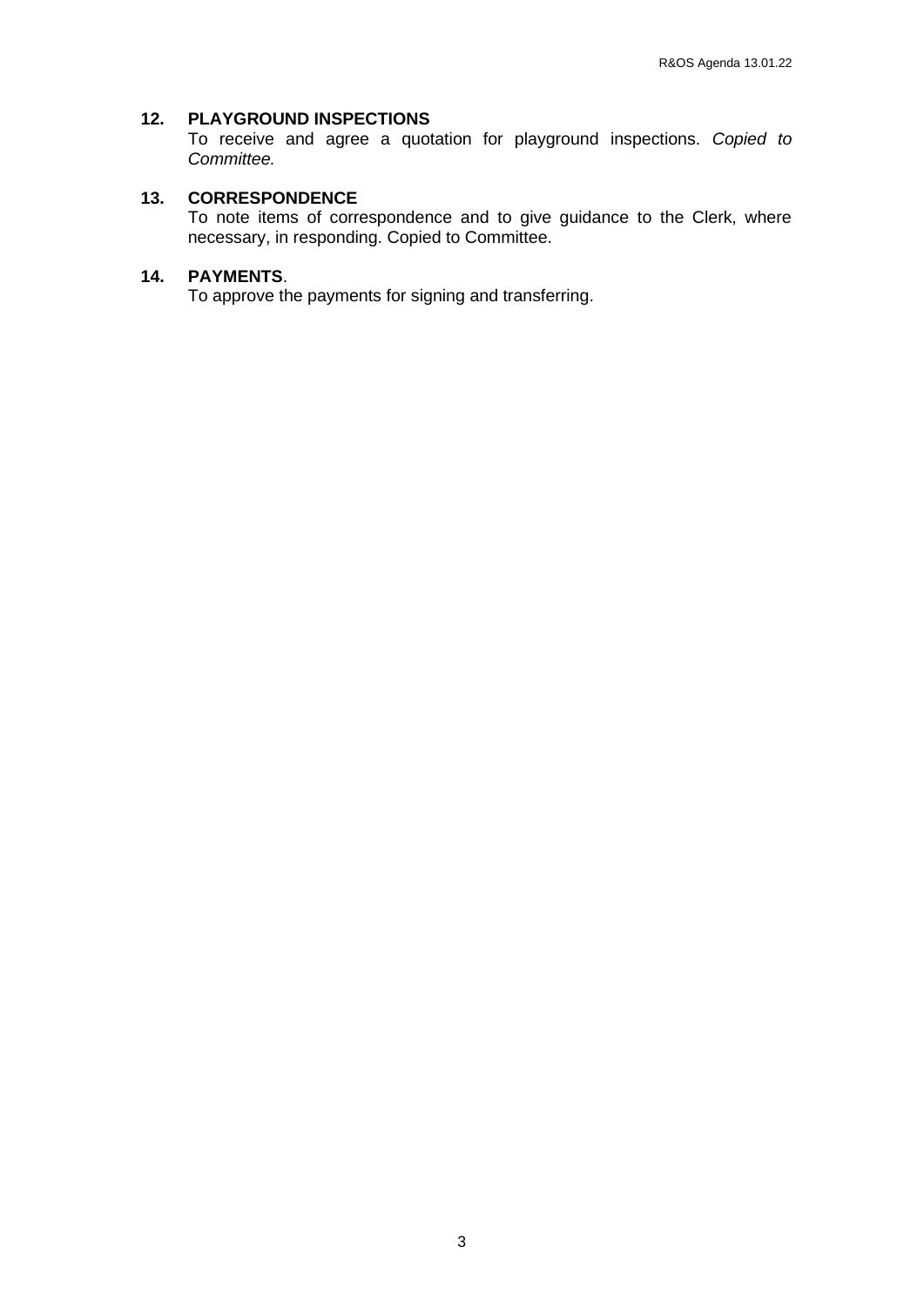## 12. PLAYGROUND INSPECTIONS

To receive and agree a quotation for playground inspections. *Copied to Committee.*

## 13. CORRESPONDENCE

To note items of correspondence and to give guidance to the Clerk, where necessary, in responding. Copied to Committee.

## 14. **PAYMENTS**.

To approve the payments for signing and transferring.